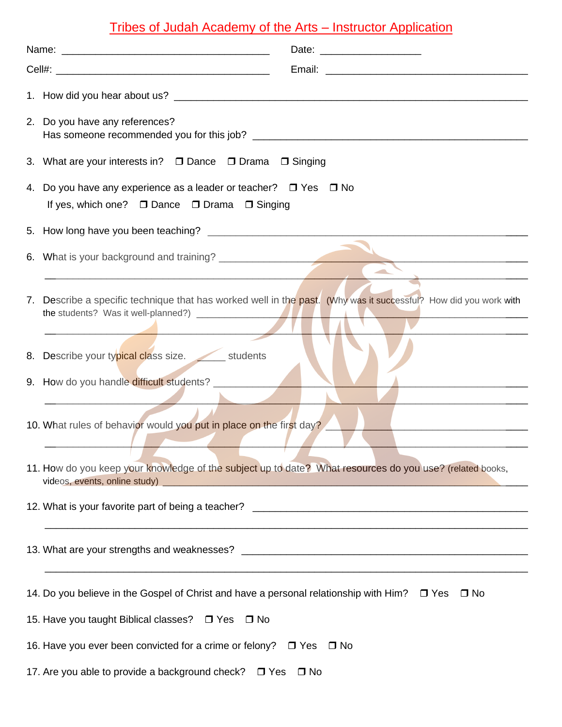# Tribes of Judah Academy of the Arts – Instructor Application

Name: ______________________________________ Date: __________________

Cell#: ______________________________________ Email: _________________________________

1. How did you hear about us? ____________________________________________________________

2. Do you have any references?
   Has someone recommended you for this job? _____________________________________________

3. What are your interests in? ❒ Dance ❒ Drama ❒ Singing

4. Do you have any experience as a leader or teacher? ❒ Yes ❒ No
   If yes, which one? ❒ Dance ❒ Drama ❒ Singing

5. How long have you been teaching? _______________________________________________________

6. What is your background and training? ___________________________________________________
   ______________________________________________________________________________________

7. Describe a specific technique that has worked well in the past. (Why was it successful? How did you work with the students? Was it well-planned?) _____________________________________________________
   ______________________________________________________________________________________

8. Describe your typical class size. _____ students

9. How do you handle difficult students? ____________________________________________________
   ______________________________________________________________________________________

10. What rules of behavior would you put in place on the first day? ______________________________
    ______________________________________________________________________________________

11. How do you keep your knowledge of the subject up to date? What resources do you use? (related books, videos, events, online study) _____________________________________________________________

12. What is your favorite part of being a teacher? _____________________________________________
    ______________________________________________________________________________________

13. What are your strengths and weaknesses? _________________________________________________
    ______________________________________________________________________________________

14. Do you believe in the Gospel of Christ and have a personal relationship with Him? ❒ Yes ❒ No

15. Have you taught Biblical classes? ❒ Yes ❒ No

16. Have you ever been convicted for a crime or felony? ❒ Yes ❒ No

17. Are you able to provide a background check? ❒ Yes ❒ No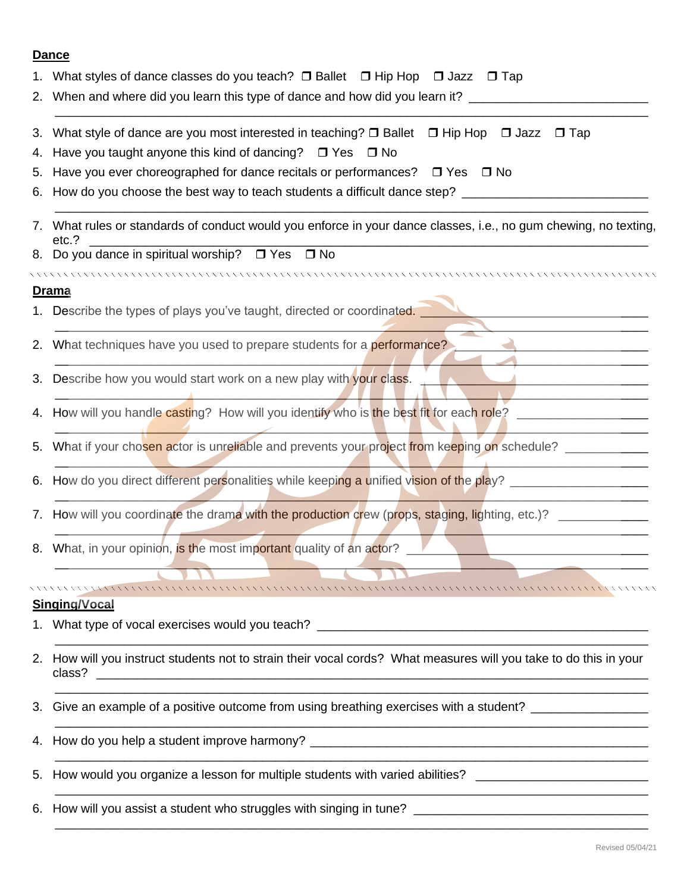**Dance**

1. What styles of dance classes do you teach? ❐ Ballet ❐ Hip Hop ❐ Jazz ❐ Tap
2. When and where did you learn this type of dance and how did you learn it? ______________________________
3. What style of dance are you most interested in teaching? ❐ Ballet ❐ Hip Hop ❐ Jazz ❐ Tap
4. Have you taught anyone this kind of dancing? ❐ Yes ❐ No
5. Have you ever choreographed for dance recitals or performances? ❐ Yes ❐ No
6. How do you choose the best way to teach students a difficult dance step? ______________________________
7. What rules or standards of conduct would you enforce in your dance classes, i.e., no gum chewing, no texting, etc.? ______________________________
8. Do you dance in spiritual worship? ❐ Yes ❐ No

**Drama**

1. Describe the types of plays you've taught, directed or coordinated. ______________________________
2. What techniques have you used to prepare students for a performance? ______________________________
3. Describe how you would start work on a new play with your class. ______________________________
4. How will you handle casting? How will you identify who is the best fit for each role? ______________________________
5. What if your chosen actor is unreliable and prevents your project from keeping on schedule? ______________________________
6. How do you direct different personalities while keeping a unified vision of the play? ______________________________
7. How will you coordinate the drama with the production crew (props, staging, lighting, etc.)? ______________________________
8. What, in your opinion, is the most important quality of an actor? ______________________________

**Singing/Vocal**

1. What type of vocal exercises would you teach? ______________________________
2. How will you instruct students not to strain their vocal cords? What measures will you take to do this in your class? ______________________________
3. Give an example of a positive outcome from using breathing exercises with a student? ______________________________
4. How do you help a student improve harmony? ______________________________
5. How would you organize a lesson for multiple students with varied abilities? ______________________________
6. How will you assist a student who struggles with singing in tune? ______________________________

Revised 05/04/21